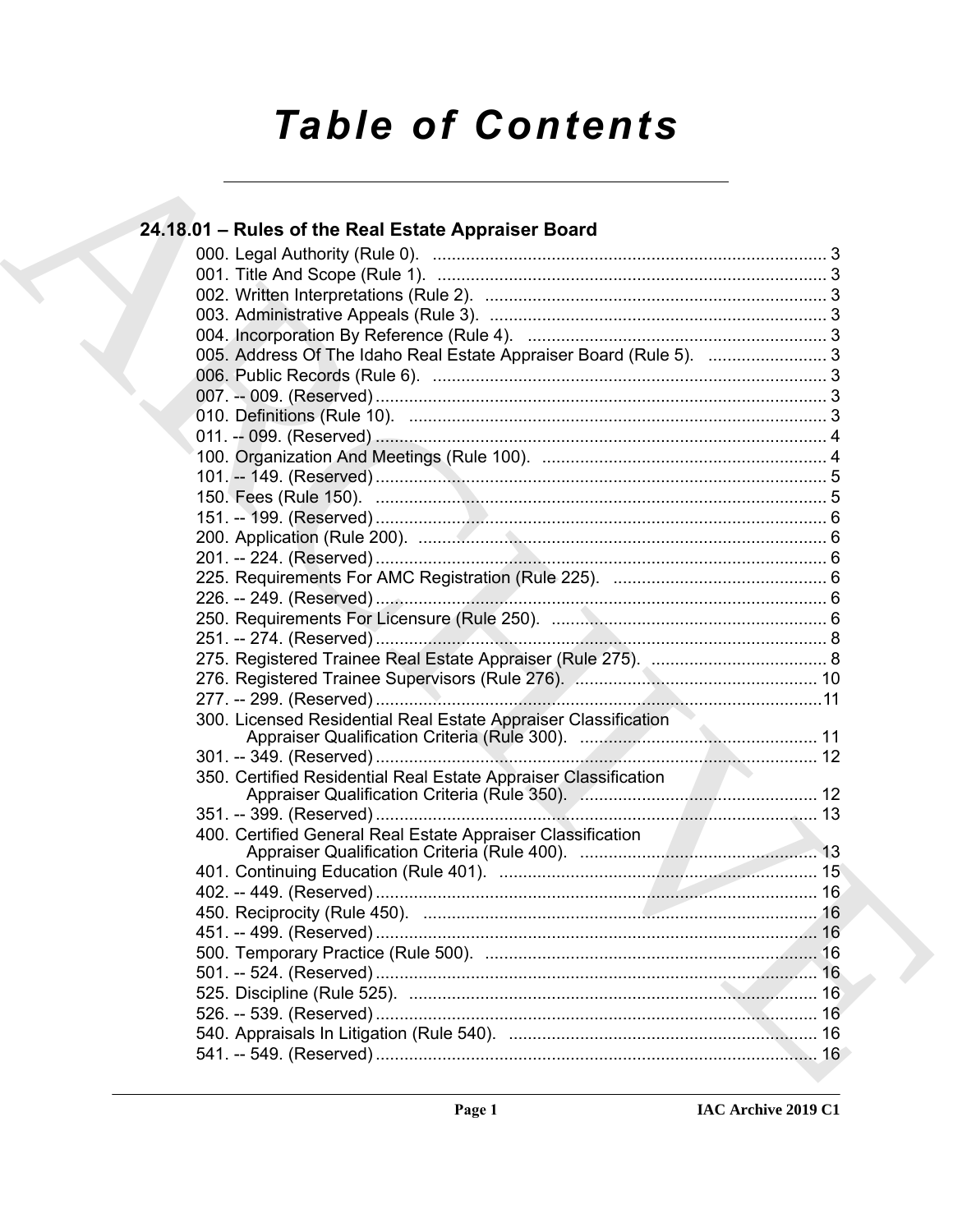# Table of Contents

## 24.18.01 – Rules of the Real Estate Appraiser Board

000. Legal Authority (Rule 0). .......... 3
001. Title And Scope (Rule 1). .......... 3
002. Written Interpretations (Rule 2). .......... 3
003. Administrative Appeals (Rule 3). .......... 3
004. Incorporation By Reference (Rule 4). .......... 3
005. Address Of The Idaho Real Estate Appraiser Board (Rule 5). .......... 3
006. Public Records (Rule 6). .......... 3
007. -- 009. (Reserved) .......... 3
010. Definitions (Rule 10). .......... 3
011. -- 099. (Reserved) .......... 4
100. Organization And Meetings (Rule 100). .......... 4
101. -- 149. (Reserved) .......... 5
150. Fees (Rule 150). .......... 5
151. -- 199. (Reserved) .......... 6
200. Application (Rule 200). .......... 6
201. -- 224. (Reserved) .......... 6
225. Requirements For AMC Registration (Rule 225). .......... 6
226. -- 249. (Reserved) .......... 6
250. Requirements For Licensure (Rule 250). .......... 6
251. -- 274. (Reserved) .......... 8
275. Registered Trainee Real Estate Appraiser (Rule 275). .......... 8
276. Registered Trainee Supervisors (Rule 276). .......... 10
277. -- 299. (Reserved) .......... 11
300. Licensed Residential Real Estate Appraiser Classification Appraiser Qualification Criteria (Rule 300). .......... 11
301. -- 349. (Reserved) .......... 12
350. Certified Residential Real Estate Appraiser Classification Appraiser Qualification Criteria (Rule 350). .......... 12
351. -- 399. (Reserved) .......... 13
400. Certified General Real Estate Appraiser Classification Appraiser Qualification Criteria (Rule 400). .......... 13
401. Continuing Education (Rule 401). .......... 15
402. -- 449. (Reserved) .......... 16
450. Reciprocity (Rule 450). .......... 16
451. -- 499. (Reserved) .......... 16
500. Temporary Practice (Rule 500). .......... 16
501. -- 524. (Reserved) .......... 16
525. Discipline (Rule 525). .......... 16
526. -- 539. (Reserved) .......... 16
540. Appraisals In Litigation (Rule 540). .......... 16
541. -- 549. (Reserved) .......... 16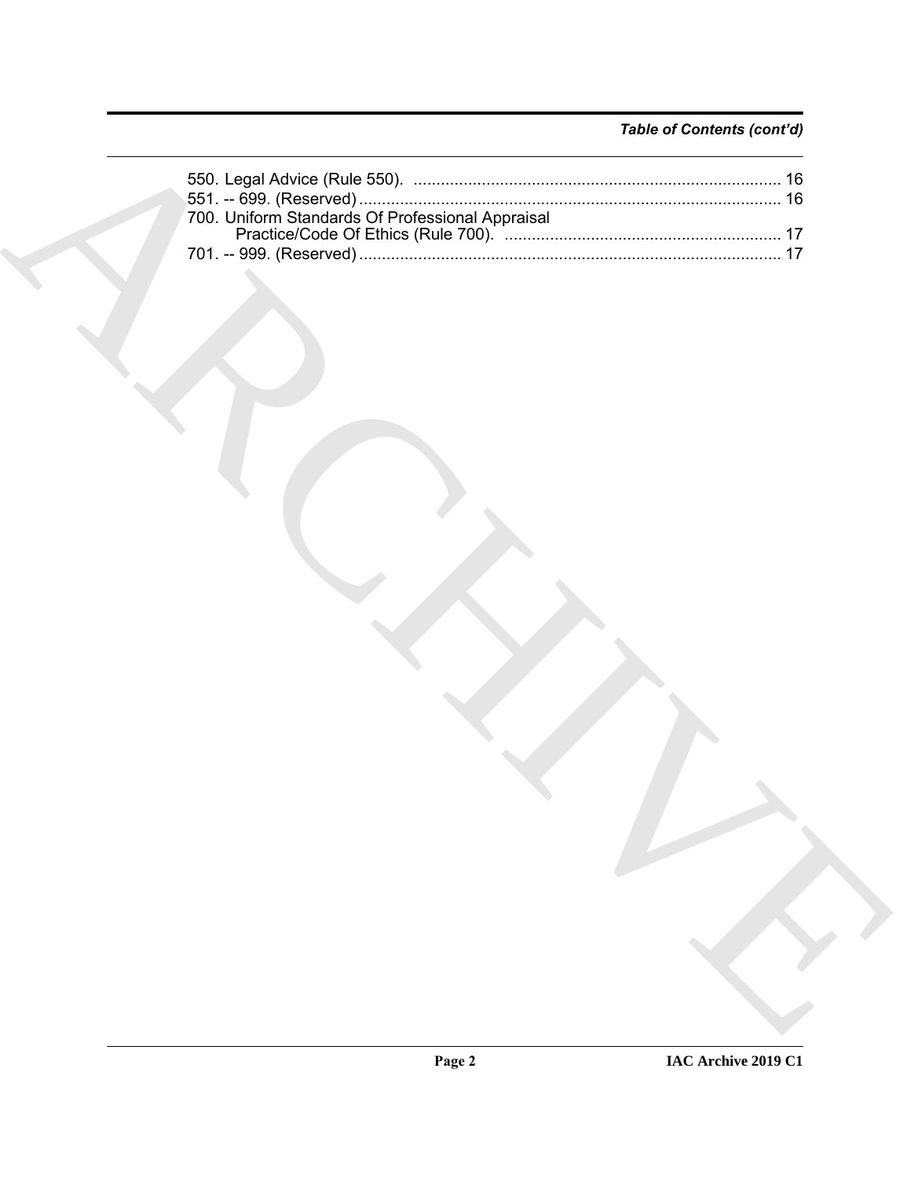*Table of Contents (cont'd)*

550. Legal Advice (Rule 550). ................................................................................ 16
551. -- 699. (Reserved) ........................................................................................... 16
700. Uniform Standards Of Professional Appraisal Practice/Code Of Ethics (Rule 700). ............................................................ 17
701. -- 999. (Reserved) ........................................................................................... 17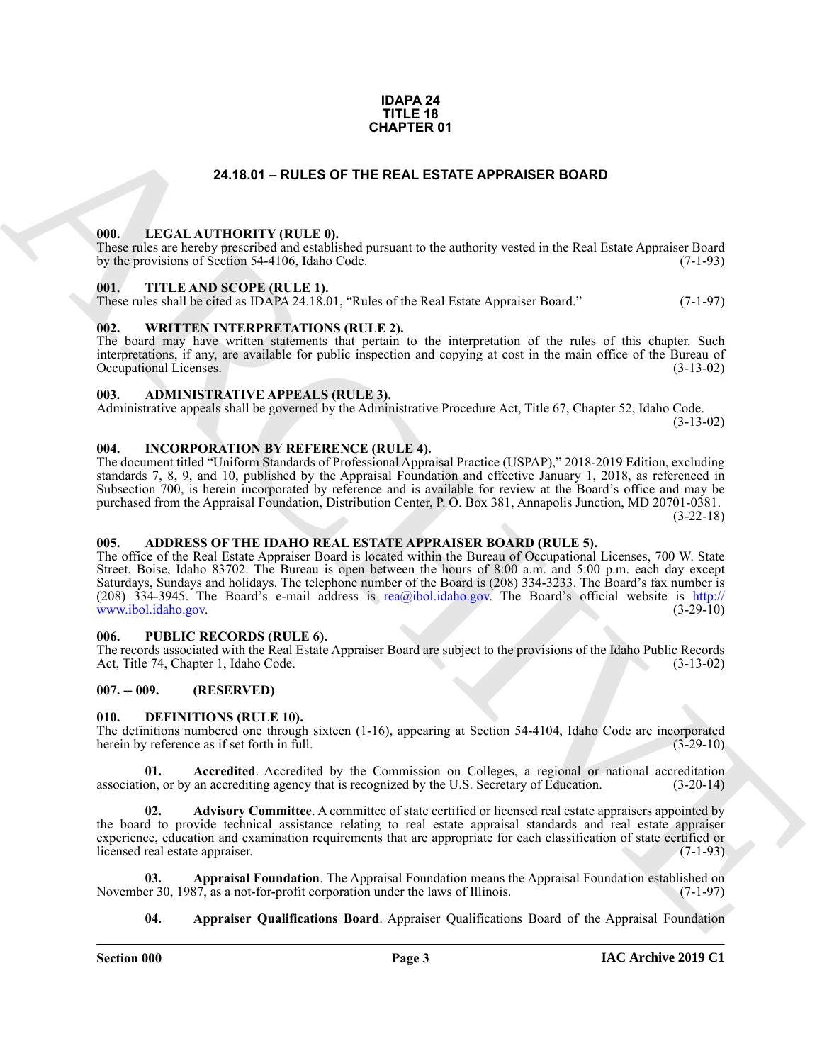**IDAPA 24**
**TITLE 18**
**CHAPTER 01**

## 24.18.01 – RULES OF THE REAL ESTATE APPRAISER BOARD

### 000. LEGAL AUTHORITY (RULE 0).

These rules are hereby prescribed and established pursuant to the authority vested in the Real Estate Appraiser Board by the provisions of Section 54-4106, Idaho Code. (7-1-93)

### 001. TITLE AND SCOPE (RULE 1).

These rules shall be cited as IDAPA 24.18.01, "Rules of the Real Estate Appraiser Board." (7-1-97)

### 002. WRITTEN INTERPRETATIONS (RULE 2).

The board may have written statements that pertain to the interpretation of the rules of this chapter. Such interpretations, if any, are available for public inspection and copying at cost in the main office of the Bureau of Occupational Licenses. (3-13-02)

### 003. ADMINISTRATIVE APPEALS (RULE 3).

Administrative appeals shall be governed by the Administrative Procedure Act, Title 67, Chapter 52, Idaho Code. (3-13-02)

### 004. INCORPORATION BY REFERENCE (RULE 4).

The document titled "Uniform Standards of Professional Appraisal Practice (USPAP)," 2018-2019 Edition, excluding standards 7, 8, 9, and 10, published by the Appraisal Foundation and effective January 1, 2018, as referenced in Subsection 700, is herein incorporated by reference and is available for review at the Board's office and may be purchased from the Appraisal Foundation, Distribution Center, P. O. Box 381, Annapolis Junction, MD 20701-0381. (3-22-18)

### 005. ADDRESS OF THE IDAHO REAL ESTATE APPRAISER BOARD (RULE 5).

The office of the Real Estate Appraiser Board is located within the Bureau of Occupational Licenses, 700 W. State Street, Boise, Idaho 83702. The Bureau is open between the hours of 8:00 a.m. and 5:00 p.m. each day except Saturdays, Sundays and holidays. The telephone number of the Board is (208) 334-3233. The Board's fax number is (208) 334-3945. The Board's e-mail address is rea@ibol.idaho.gov. The Board's official website is http://www.ibol.idaho.gov. (3-29-10)

### 006. PUBLIC RECORDS (RULE 6).

The records associated with the Real Estate Appraiser Board are subject to the provisions of the Idaho Public Records Act, Title 74, Chapter 1, Idaho Code. (3-13-02)

### 007. -- 009. (RESERVED)

### 010. DEFINITIONS (RULE 10).

The definitions numbered one through sixteen (1-16), appearing at Section 54-4104, Idaho Code are incorporated herein by reference as if set forth in full. (3-29-10)

**01. Accredited**. Accredited by the Commission on Colleges, a regional or national accreditation association, or by an accrediting agency that is recognized by the U.S. Secretary of Education. (3-20-14)

**02. Advisory Committee**. A committee of state certified or licensed real estate appraisers appointed by the board to provide technical assistance relating to real estate appraisal standards and real estate appraiser experience, education and examination requirements that are appropriate for each classification of state certified or licensed real estate appraiser. (7-1-93)

**03. Appraisal Foundation**. The Appraisal Foundation means the Appraisal Foundation established on November 30, 1987, as a not-for-profit corporation under the laws of Illinois. (7-1-97)

**04. Appraiser Qualifications Board**. Appraiser Qualifications Board of the Appraisal Foundation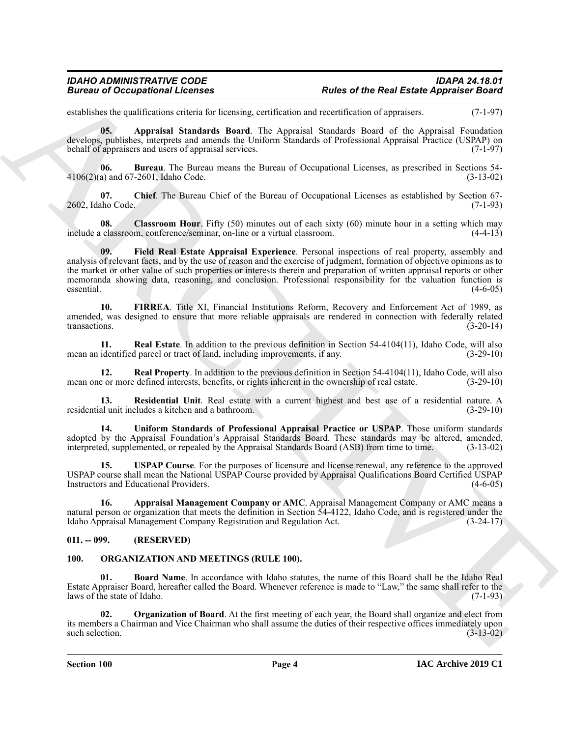establishes the qualifications criteria for licensing, certification and recertification of appraisers. (7-1-97)

**05. Appraisal Standards Board**. The Appraisal Standards Board of the Appraisal Foundation develops, publishes, interprets and amends the Uniform Standards of Professional Appraisal Practice (USPAP) on behalf of appraisers and users of appraisal services. (7-1-97)

**06. Bureau**. The Bureau means the Bureau of Occupational Licenses, as prescribed in Sections 54-4106(2)(a) and 67-2601, Idaho Code. (3-13-02)

**07. Chief**. The Bureau Chief of the Bureau of Occupational Licenses as established by Section 67-2602, Idaho Code. (7-1-93)

**08. Classroom Hour**. Fifty (50) minutes out of each sixty (60) minute hour in a setting which may include a classroom, conference/seminar, on-line or a virtual classroom. (4-4-13)

**09. Field Real Estate Appraisal Experience**. Personal inspections of real property, assembly and analysis of relevant facts, and by the use of reason and the exercise of judgment, formation of objective opinions as to the market or other value of such properties or interests therein and preparation of written appraisal reports or other memoranda showing data, reasoning, and conclusion. Professional responsibility for the valuation function is essential. (4-6-05)

**10. FIRREA**. Title XI, Financial Institutions Reform, Recovery and Enforcement Act of 1989, as amended, was designed to ensure that more reliable appraisals are rendered in connection with federally related transactions. (3-20-14)

**11. Real Estate**. In addition to the previous definition in Section 54-4104(11), Idaho Code, will also mean an identified parcel or tract of land, including improvements, if any. (3-29-10)

**12. Real Property**. In addition to the previous definition in Section 54-4104(11), Idaho Code, will also mean one or more defined interests, benefits, or rights inherent in the ownership of real estate. (3-29-10)

**13. Residential Unit**. Real estate with a current highest and best use of a residential nature. A residential unit includes a kitchen and a bathroom. (3-29-10)

**14. Uniform Standards of Professional Appraisal Practice or USPAP**. Those uniform standards adopted by the Appraisal Foundation's Appraisal Standards Board. These standards may be altered, amended, interpreted, supplemented, or repealed by the Appraisal Standards Board (ASB) from time to time. (3-13-02)

**15. USPAP Course**. For the purposes of licensure and license renewal, any reference to the approved USPAP course shall mean the National USPAP Course provided by Appraisal Qualifications Board Certified USPAP Instructors and Educational Providers. (4-6-05)

**16. Appraisal Management Company or AMC**. Appraisal Management Company or AMC means a natural person or organization that meets the definition in Section 54-4122, Idaho Code, and is registered under the Idaho Appraisal Management Company Registration and Regulation Act. (3-24-17)

## 011. -- 099. (RESERVED)

## 100. ORGANIZATION AND MEETINGS (RULE 100).

**01. Board Name**. In accordance with Idaho statutes, the name of this Board shall be the Idaho Real Estate Appraiser Board, hereafter called the Board. Whenever reference is made to "Law," the same shall refer to the laws of the state of Idaho. (7-1-93)

**02. Organization of Board**. At the first meeting of each year, the Board shall organize and elect from its members a Chairman and Vice Chairman who shall assume the duties of their respective offices immediately upon such selection. (3-13-02)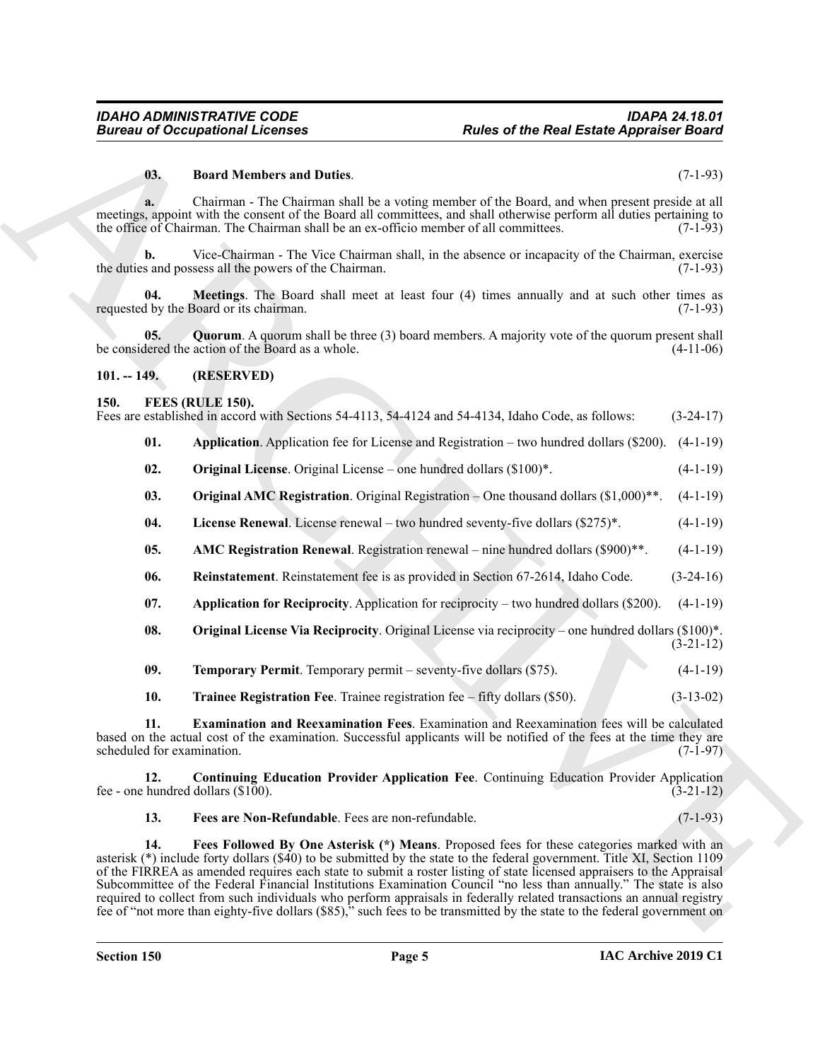**03. Board Members and Duties**. (7-1-93)

**a.** Chairman - The Chairman shall be a voting member of the Board, and when present preside at all meetings, appoint with the consent of the Board all committees, and shall otherwise perform all duties pertaining to the office of Chairman. The Chairman shall be an ex-officio member of all committees. (7-1-93)

**b.** Vice-Chairman - The Vice Chairman shall, in the absence or incapacity of the Chairman, exercise the duties and possess all the powers of the Chairman. (7-1-93)

**04. Meetings**. The Board shall meet at least four (4) times annually and at such other times as requested by the Board or its chairman. (7-1-93)

**05. Quorum**. A quorum shall be three (3) board members. A majority vote of the quorum present shall be considered the action of the Board as a whole. (4-11-06)

## 101. -- 149. (RESERVED)

## 150. FEES (RULE 150).

Fees are established in accord with Sections 54-4113, 54-4124 and 54-4134, Idaho Code, as follows: (3-24-17)

**01. Application**. Application fee for License and Registration – two hundred dollars ($200). (4-1-19)

**02. Original License**. Original License – one hundred dollars ($100)*. (4-1-19)

**03. Original AMC Registration**. Original Registration – One thousand dollars ($1,000)**. (4-1-19)

**04. License Renewal**. License renewal – two hundred seventy-five dollars ($275)*. (4-1-19)

**05. AMC Registration Renewal**. Registration renewal – nine hundred dollars ($900)**. (4-1-19)

**06. Reinstatement**. Reinstatement fee is as provided in Section 67-2614, Idaho Code. (3-24-16)

**07. Application for Reciprocity**. Application for reciprocity – two hundred dollars ($200). (4-1-19)

**08. Original License Via Reciprocity**. Original License via reciprocity – one hundred dollars ($100)*. (3-21-12)

**09. Temporary Permit**. Temporary permit – seventy-five dollars ($75). (4-1-19)

**10. Trainee Registration Fee**. Trainee registration fee – fifty dollars ($50). (3-13-02)

**11. Examination and Reexamination Fees**. Examination and Reexamination fees will be calculated based on the actual cost of the examination. Successful applicants will be notified of the fees at the time they are scheduled for examination. (7-1-97)

**12. Continuing Education Provider Application Fee**. Continuing Education Provider Application fee - one hundred dollars ($100). (3-21-12)

**13. Fees are Non-Refundable**. Fees are non-refundable. (7-1-93)

**14. Fees Followed By One Asterisk (*) Means**. Proposed fees for these categories marked with an asterisk (*) include forty dollars ($40) to be submitted by the state to the federal government. Title XI, Section 1109 of the FIRREA as amended requires each state to submit a roster listing of state licensed appraisers to the Appraisal Subcommittee of the Federal Financial Institutions Examination Council "no less than annually." The state is also required to collect from such individuals who perform appraisals in federally related transactions an annual registry fee of "not more than eighty-five dollars ($85)," such fees to be transmitted by the state to the federal government on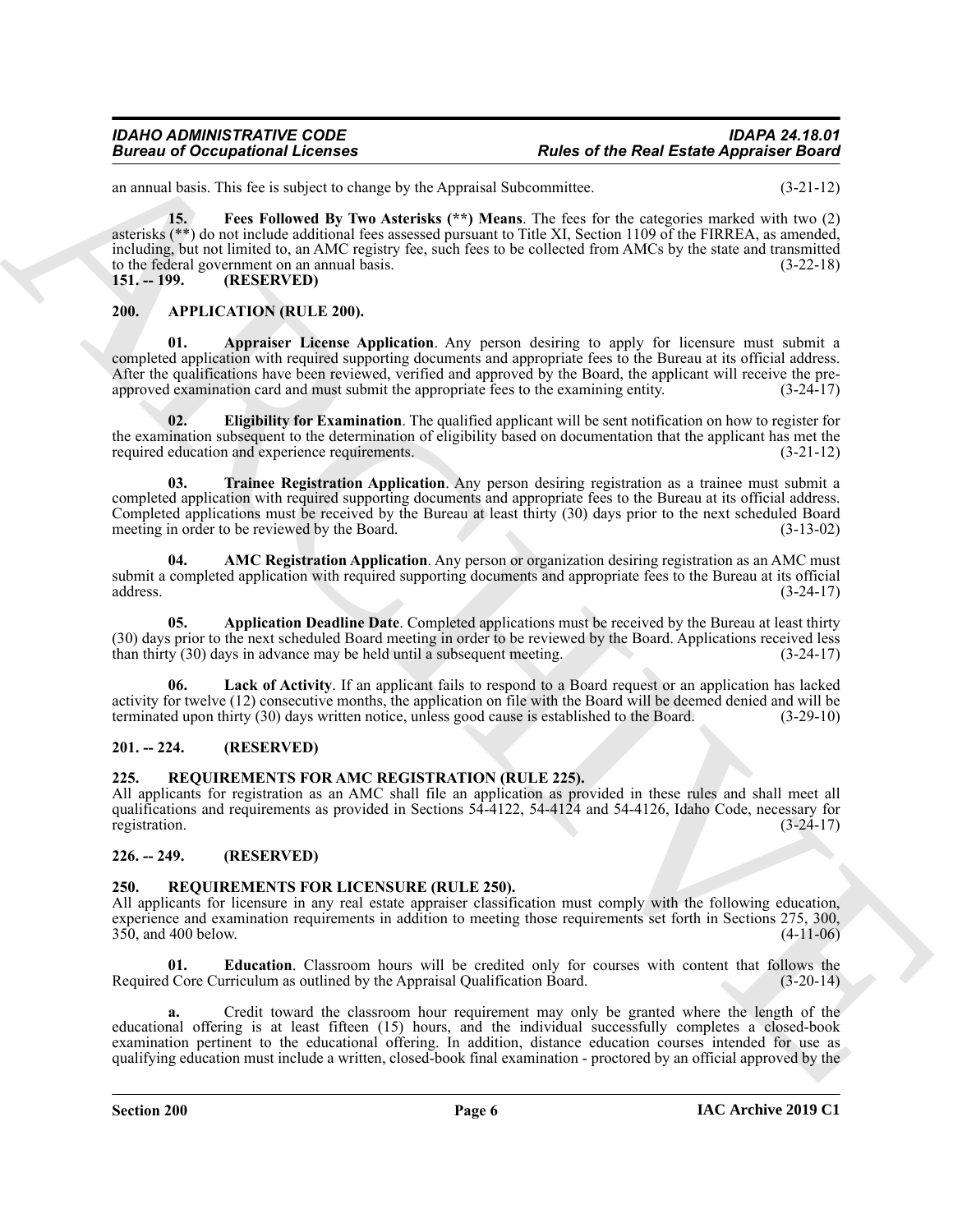an annual basis. This fee is subject to change by the Appraisal Subcommittee. (3-21-12)

**15. Fees Followed By Two Asterisks (**) Means**. The fees for the categories marked with two (2) asterisks (**) do not include additional fees assessed pursuant to Title XI, Section 1109 of the FIRREA, as amended, including, but not limited to, an AMC registry fee, such fees to be collected from AMCs by the state and transmitted to the federal government on an annual basis. (3-22-18)

**151. -- 199. (RESERVED)**

## 200. APPLICATION (RULE 200).

**01. Appraiser License Application**. Any person desiring to apply for licensure must submit a completed application with required supporting documents and appropriate fees to the Bureau at its official address. After the qualifications have been reviewed, verified and approved by the Board, the applicant will receive the pre-approved examination card and must submit the appropriate fees to the examining entity. (3-24-17)

**02. Eligibility for Examination**. The qualified applicant will be sent notification on how to register for the examination subsequent to the determination of eligibility based on documentation that the applicant has met the required education and experience requirements. (3-21-12)

**03. Trainee Registration Application**. Any person desiring registration as a trainee must submit a completed application with required supporting documents and appropriate fees to the Bureau at its official address. Completed applications must be received by the Bureau at least thirty (30) days prior to the next scheduled Board meeting in order to be reviewed by the Board. (3-13-02)

**04. AMC Registration Application**. Any person or organization desiring registration as an AMC must submit a completed application with required supporting documents and appropriate fees to the Bureau at its official address. (3-24-17)

**05. Application Deadline Date**. Completed applications must be received by the Bureau at least thirty (30) days prior to the next scheduled Board meeting in order to be reviewed by the Board. Applications received less than thirty (30) days in advance may be held until a subsequent meeting. (3-24-17)

**06. Lack of Activity**. If an applicant fails to respond to a Board request or an application has lacked activity for twelve (12) consecutive months, the application on file with the Board will be deemed denied and will be terminated upon thirty (30) days written notice, unless good cause is established to the Board. (3-29-10)

**201. -- 224. (RESERVED)**

## 225. REQUIREMENTS FOR AMC REGISTRATION (RULE 225).

All applicants for registration as an AMC shall file an application as provided in these rules and shall meet all qualifications and requirements as provided in Sections 54-4122, 54-4124 and 54-4126, Idaho Code, necessary for registration. (3-24-17)

**226. -- 249. (RESERVED)**

## 250. REQUIREMENTS FOR LICENSURE (RULE 250).

All applicants for licensure in any real estate appraiser classification must comply with the following education, experience and examination requirements in addition to meeting those requirements set forth in Sections 275, 300, 350, and 400 below. (4-11-06)

**01. Education**. Classroom hours will be credited only for courses with content that follows the Required Core Curriculum as outlined by the Appraisal Qualification Board. (3-20-14)

**a.** Credit toward the classroom hour requirement may only be granted where the length of the educational offering is at least fifteen (15) hours, and the individual successfully completes a closed-book examination pertinent to the educational offering. In addition, distance education courses intended for use as qualifying education must include a written, closed-book final examination - proctored by an official approved by the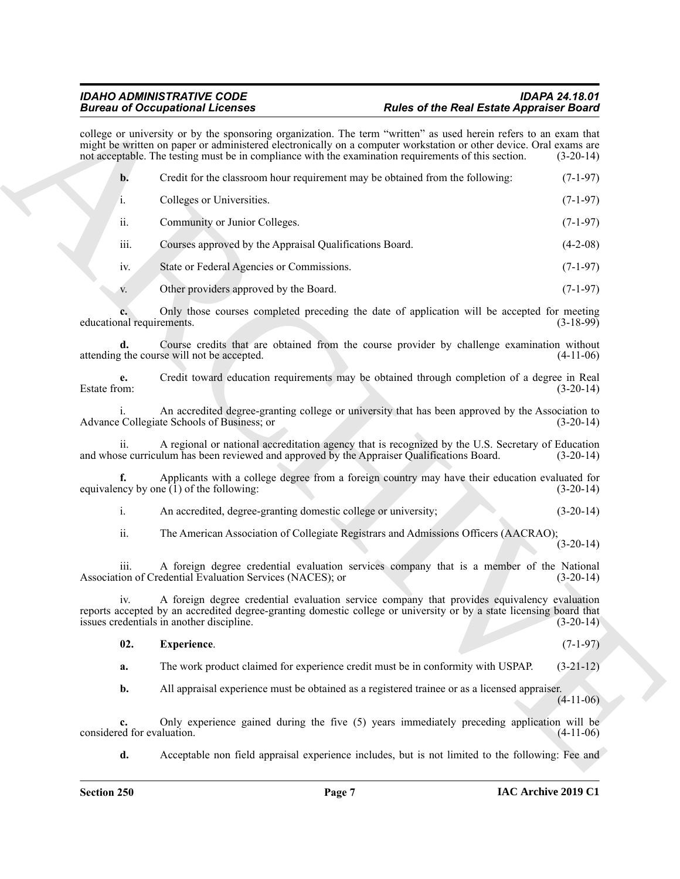college or university or by the sponsoring organization. The term "written" as used herein refers to an exam that might be written on paper or administered electronically on a computer workstation or other device. Oral exams are not acceptable. The testing must be in compliance with the examination requirements of this section. (3-20-14)

**b.** Credit for the classroom hour requirement may be obtained from the following: (7-1-97)

i. Colleges or Universities. (7-1-97)

ii. Community or Junior Colleges. (7-1-97)

iii. Courses approved by the Appraisal Qualifications Board. (4-2-08)

iv. State or Federal Agencies or Commissions. (7-1-97)

v. Other providers approved by the Board. (7-1-97)

**c.** Only those courses completed preceding the date of application will be accepted for meeting educational requirements. (3-18-99)

**d.** Course credits that are obtained from the course provider by challenge examination without attending the course will not be accepted. (4-11-06)

**e.** Credit toward education requirements may be obtained through completion of a degree in Real Estate from: (3-20-14)

i. An accredited degree-granting college or university that has been approved by the Association to Advance Collegiate Schools of Business; or (3-20-14)

ii. A regional or national accreditation agency that is recognized by the U.S. Secretary of Education and whose curriculum has been reviewed and approved by the Appraiser Qualifications Board. (3-20-14)

**f.** Applicants with a college degree from a foreign country may have their education evaluated for equivalency by one (1) of the following: (3-20-14)

i. An accredited, degree-granting domestic college or university; (3-20-14)

ii. The American Association of Collegiate Registrars and Admissions Officers (AACRAO); (3-20-14)

iii. A foreign degree credential evaluation services company that is a member of the National Association of Credential Evaluation Services (NACES); or (3-20-14)

iv. A foreign degree credential evaluation service company that provides equivalency evaluation reports accepted by an accredited degree-granting domestic college or university or by a state licensing board that issues credentials in another discipline. (3-20-14)

**02. Experience**. (7-1-97)

**a.** The work product claimed for experience credit must be in conformity with USPAP. (3-21-12)

**b.** All appraisal experience must be obtained as a registered trainee or as a licensed appraiser. (4-11-06)

**c.** Only experience gained during the five (5) years immediately preceding application will be considered for evaluation. (4-11-06)

**d.** Acceptable non field appraisal experience includes, but is not limited to the following: Fee and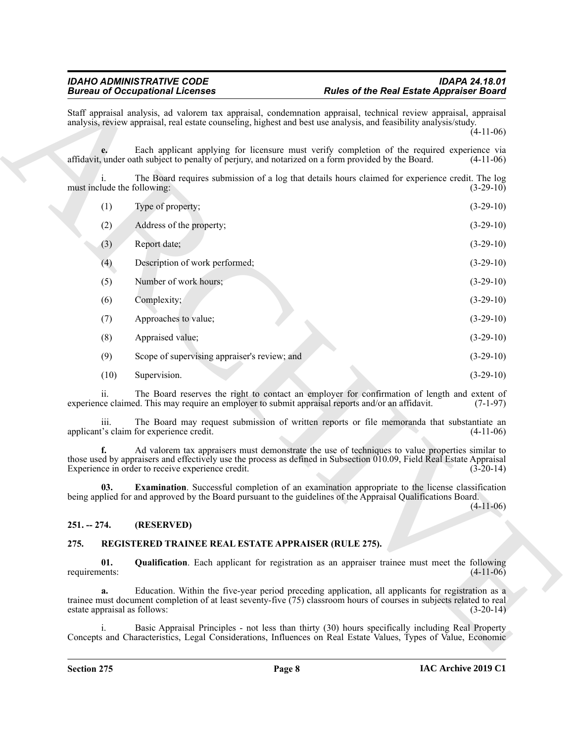Staff appraisal analysis, ad valorem tax appraisal, condemnation appraisal, technical review appraisal, appraisal analysis, review appraisal, real estate counseling, highest and best use analysis, and feasibility analysis/study. (4-11-06)

**e.** Each applicant applying for licensure must verify completion of the required experience via affidavit, under oath subject to penalty of perjury, and notarized on a form provided by the Board. (4-11-06)

i. The Board requires submission of a log that details hours claimed for experience credit. The log must include the following: (3-29-10)

(1) Type of property; (3-29-10)

(2) Address of the property; (3-29-10)

(3) Report date; (3-29-10)

(4) Description of work performed; (3-29-10)

(5) Number of work hours; (3-29-10)

(6) Complexity; (3-29-10)

(7) Approaches to value; (3-29-10)

(8) Appraised value; (3-29-10)

(9) Scope of supervising appraiser's review; and (3-29-10)

(10) Supervision. (3-29-10)

ii. The Board reserves the right to contact an employer for confirmation of length and extent of experience claimed. This may require an employer to submit appraisal reports and/or an affidavit. (7-1-97)

iii. The Board may request submission of written reports or file memoranda that substantiate an applicant's claim for experience credit. (4-11-06)

**f.** Ad valorem tax appraisers must demonstrate the use of techniques to value properties similar to those used by appraisers and effectively use the process as defined in Subsection 010.09, Field Real Estate Appraisal Experience in order to receive experience credit. (3-20-14)

**03. Examination**. Successful completion of an examination appropriate to the license classification being applied for and approved by the Board pursuant to the guidelines of the Appraisal Qualifications Board. (4-11-06)

## 251. -- 274. (RESERVED)

## 275. REGISTERED TRAINEE REAL ESTATE APPRAISER (RULE 275).

**01. Qualification**. Each applicant for registration as an appraiser trainee must meet the following requirements: (4-11-06)

**a.** Education. Within the five-year period preceding application, all applicants for registration as a trainee must document completion of at least seventy-five (75) classroom hours of courses in subjects related to real estate appraisal as follows: (3-20-14)

i. Basic Appraisal Principles - not less than thirty (30) hours specifically including Real Property Concepts and Characteristics, Legal Considerations, Influences on Real Estate Values, Types of Value, Economic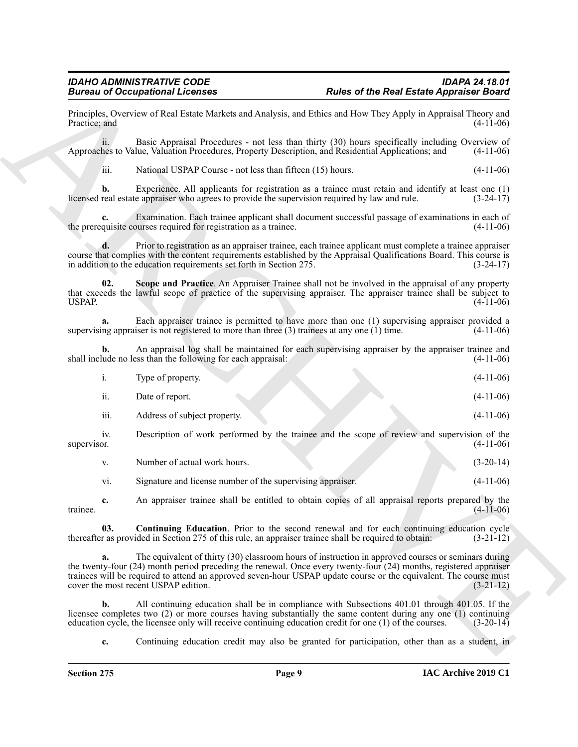Principles, Overview of Real Estate Markets and Analysis, and Ethics and How They Apply in Appraisal Theory and Practice; and (4-11-06)

ii. Basic Appraisal Procedures - not less than thirty (30) hours specifically including Overview of Approaches to Value, Valuation Procedures, Property Description, and Residential Applications; and (4-11-06)

iii. National USPAP Course - not less than fifteen (15) hours. (4-11-06)

**b.** Experience. All applicants for registration as a trainee must retain and identify at least one (1) licensed real estate appraiser who agrees to provide the supervision required by law and rule. (3-24-17)

**c.** Examination. Each trainee applicant shall document successful passage of examinations in each of the prerequisite courses required for registration as a trainee. (4-11-06)

**d.** Prior to registration as an appraiser trainee, each trainee applicant must complete a trainee appraiser course that complies with the content requirements established by the Appraisal Qualifications Board. This course is in addition to the education requirements set forth in Section 275. (3-24-17)

**02. Scope and Practice**. An Appraiser Trainee shall not be involved in the appraisal of any property that exceeds the lawful scope of practice of the supervising appraiser. The appraiser trainee shall be subject to USPAP. (4-11-06)

**a.** Each appraiser trainee is permitted to have more than one (1) supervising appraiser provided a supervising appraiser is not registered to more than three (3) trainees at any one (1) time. (4-11-06)

**b.** An appraisal log shall be maintained for each supervising appraiser by the appraiser trainee and shall include no less than the following for each appraisal: (4-11-06)

i. Type of property. (4-11-06)

ii. Date of report. (4-11-06)

iii. Address of subject property. (4-11-06)

iv. Description of work performed by the trainee and the scope of review and supervision of the supervisor. (4-11-06)

v. Number of actual work hours. (3-20-14)

vi. Signature and license number of the supervising appraiser. (4-11-06)

**c.** An appraiser trainee shall be entitled to obtain copies of all appraisal reports prepared by the trainee. (4-11-06)

**03. Continuing Education**. Prior to the second renewal and for each continuing education cycle thereafter as provided in Section 275 of this rule, an appraiser trainee shall be required to obtain: (3-21-12)

**a.** The equivalent of thirty (30) classroom hours of instruction in approved courses or seminars during the twenty-four (24) month period preceding the renewal. Once every twenty-four (24) months, registered appraiser trainees will be required to attend an approved seven-hour USPAP update course or the equivalent. The course must cover the most recent USPAP edition. (3-21-12)

**b.** All continuing education shall be in compliance with Subsections 401.01 through 401.05. If the licensee completes two (2) or more courses having substantially the same content during any one (1) continuing education cycle, the licensee only will receive continuing education credit for one (1) of the courses. (3-20-14)

**c.** Continuing education credit may also be granted for participation, other than as a student, in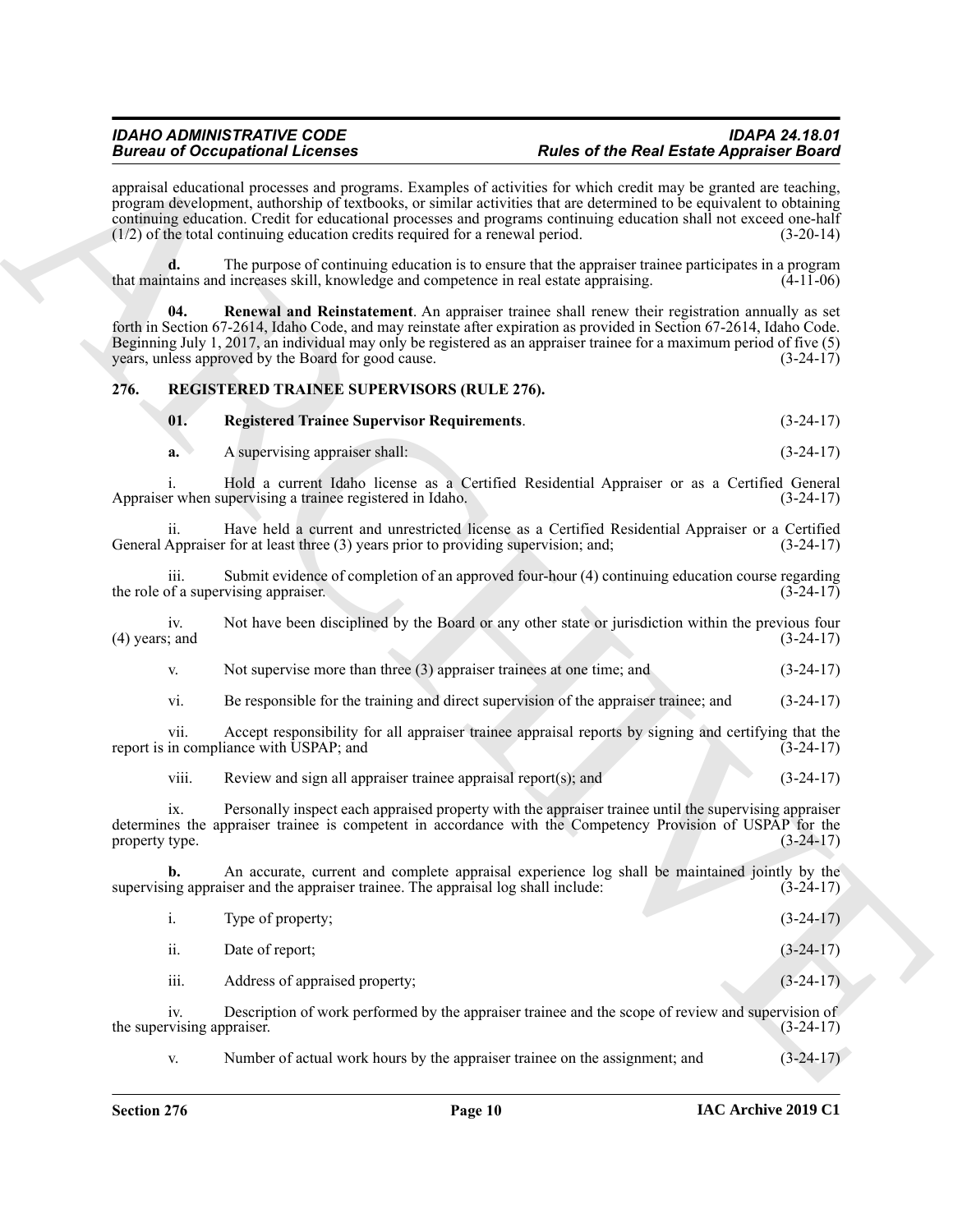appraisal educational processes and programs. Examples of activities for which credit may be granted are teaching, program development, authorship of textbooks, or similar activities that are determined to be equivalent to obtaining continuing education. Credit for educational processes and programs continuing education shall not exceed one-half (1/2) of the total continuing education credits required for a renewal period. (3-20-14)

**d.** The purpose of continuing education is to ensure that the appraiser trainee participates in a program that maintains and increases skill, knowledge and competence in real estate appraising. (4-11-06)

**04. Renewal and Reinstatement**. An appraiser trainee shall renew their registration annually as set forth in Section 67-2614, Idaho Code, and may reinstate after expiration as provided in Section 67-2614, Idaho Code. Beginning July 1, 2017, an individual may only be registered as an appraiser trainee for a maximum period of five (5) years, unless approved by the Board for good cause. (3-24-17)

## 276. REGISTERED TRAINEE SUPERVISORS (RULE 276).

**01. Registered Trainee Supervisor Requirements**. (3-24-17)

**a.** A supervising appraiser shall: (3-24-17)

i. Hold a current Idaho license as a Certified Residential Appraiser or as a Certified General Appraiser when supervising a trainee registered in Idaho. (3-24-17)

ii. Have held a current and unrestricted license as a Certified Residential Appraiser or a Certified General Appraiser for at least three (3) years prior to providing supervision; and; (3-24-17)

iii. Submit evidence of completion of an approved four-hour (4) continuing education course regarding the role of a supervising appraiser. (3-24-17)

iv. Not have been disciplined by the Board or any other state or jurisdiction within the previous four (4) years; and (3-24-17)

v. Not supervise more than three (3) appraiser trainees at one time; and (3-24-17)

vi. Be responsible for the training and direct supervision of the appraiser trainee; and (3-24-17)

vii. Accept responsibility for all appraiser trainee appraisal reports by signing and certifying that the report is in compliance with USPAP; and (3-24-17)

viii. Review and sign all appraiser trainee appraisal report(s); and (3-24-17)

ix. Personally inspect each appraised property with the appraiser trainee until the supervising appraiser determines the appraiser trainee is competent in accordance with the Competency Provision of USPAP for the property type. (3-24-17)

**b.** An accurate, current and complete appraisal experience log shall be maintained jointly by the supervising appraiser and the appraiser trainee. The appraisal log shall include: (3-24-17)

i. Type of property; (3-24-17)

ii. Date of report; (3-24-17)

iii. Address of appraised property; (3-24-17)

iv. Description of work performed by the appraiser trainee and the scope of review and supervision of the supervising appraiser. (3-24-17)

v. Number of actual work hours by the appraiser trainee on the assignment; and (3-24-17)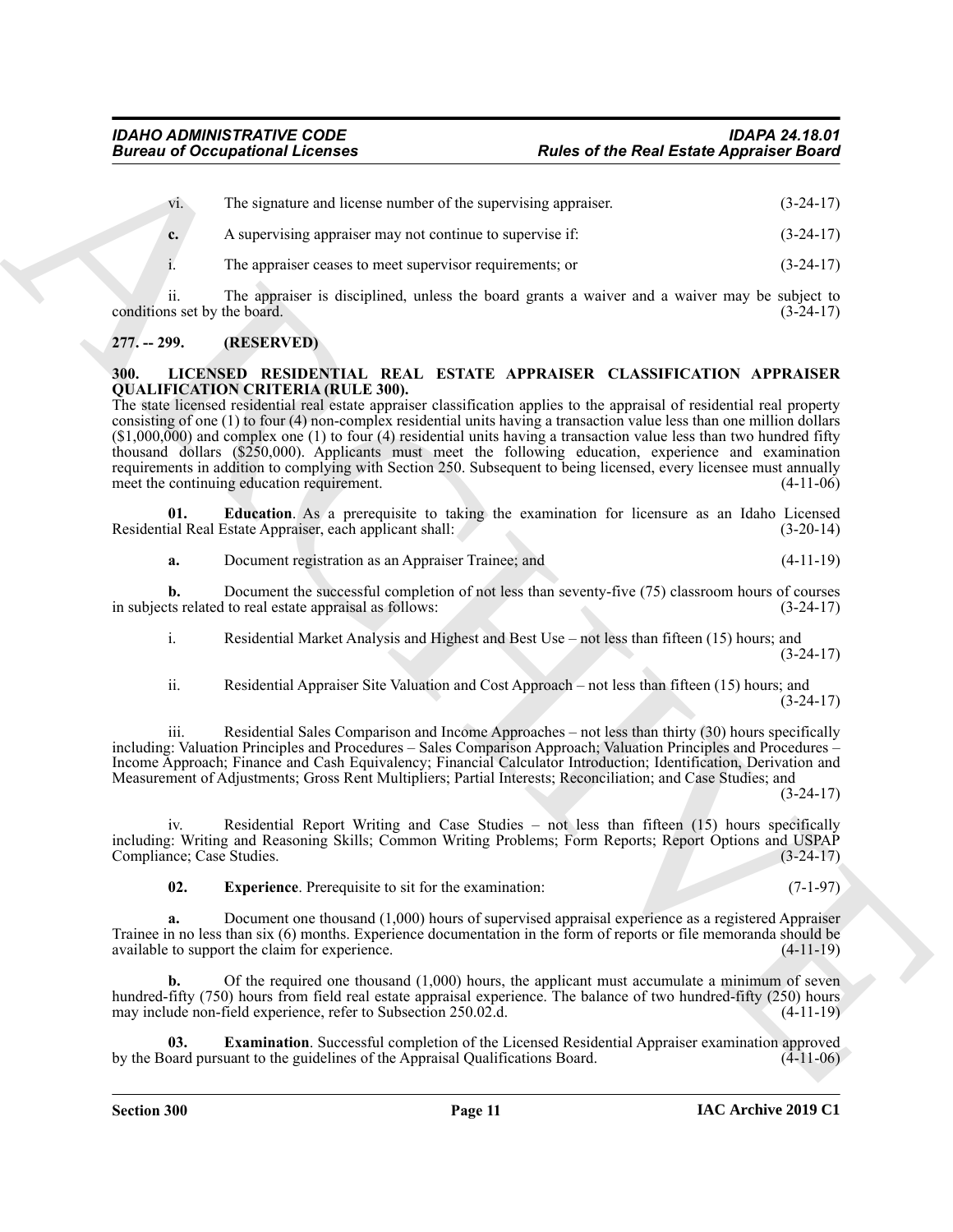vi. The signature and license number of the supervising appraiser. (3-24-17)

**c.** A supervising appraiser may not continue to supervise if: (3-24-17)

i. The appraiser ceases to meet supervisor requirements; or (3-24-17)

ii. The appraiser is disciplined, unless the board grants a waiver and a waiver may be subject to conditions set by the board. (3-24-17)

## 277. -- 299. (RESERVED)

## 300. LICENSED RESIDENTIAL REAL ESTATE APPRAISER CLASSIFICATION APPRAISER QUALIFICATION CRITERIA (RULE 300).

The state licensed residential real estate appraiser classification applies to the appraisal of residential real property consisting of one (1) to four (4) non-complex residential units having a transaction value less than one million dollars ($1,000,000) and complex one (1) to four (4) residential units having a transaction value less than two hundred fifty thousand dollars ($250,000). Applicants must meet the following education, experience and examination requirements in addition to complying with Section 250. Subsequent to being licensed, every licensee must annually meet the continuing education requirement. (4-11-06)

**01. Education**. As a prerequisite to taking the examination for licensure as an Idaho Licensed Residential Real Estate Appraiser, each applicant shall: (3-20-14)

**a.** Document registration as an Appraiser Trainee; and (4-11-19)

**b.** Document the successful completion of not less than seventy-five (75) classroom hours of courses in subjects related to real estate appraisal as follows: (3-24-17)

i. Residential Market Analysis and Highest and Best Use – not less than fifteen (15) hours; and (3-24-17)

ii. Residential Appraiser Site Valuation and Cost Approach – not less than fifteen (15) hours; and (3-24-17)

iii. Residential Sales Comparison and Income Approaches – not less than thirty (30) hours specifically including: Valuation Principles and Procedures – Sales Comparison Approach; Valuation Principles and Procedures – Income Approach; Finance and Cash Equivalency; Financial Calculator Introduction; Identification, Derivation and Measurement of Adjustments; Gross Rent Multipliers; Partial Interests; Reconciliation; and Case Studies; and (3-24-17)

iv. Residential Report Writing and Case Studies – not less than fifteen (15) hours specifically including: Writing and Reasoning Skills; Common Writing Problems; Form Reports; Report Options and USPAP Compliance; Case Studies. (3-24-17)

**02. Experience**. Prerequisite to sit for the examination: (7-1-97)

**a.** Document one thousand (1,000) hours of supervised appraisal experience as a registered Appraiser Trainee in no less than six (6) months. Experience documentation in the form of reports or file memoranda should be available to support the claim for experience. (4-11-19)

**b.** Of the required one thousand (1,000) hours, the applicant must accumulate a minimum of seven hundred-fifty (750) hours from field real estate appraisal experience. The balance of two hundred-fifty (250) hours may include non-field experience, refer to Subsection 250.02.d. (4-11-19)

**03. Examination**. Successful completion of the Licensed Residential Appraiser examination approved by the Board pursuant to the guidelines of the Appraisal Qualifications Board. (4-11-06)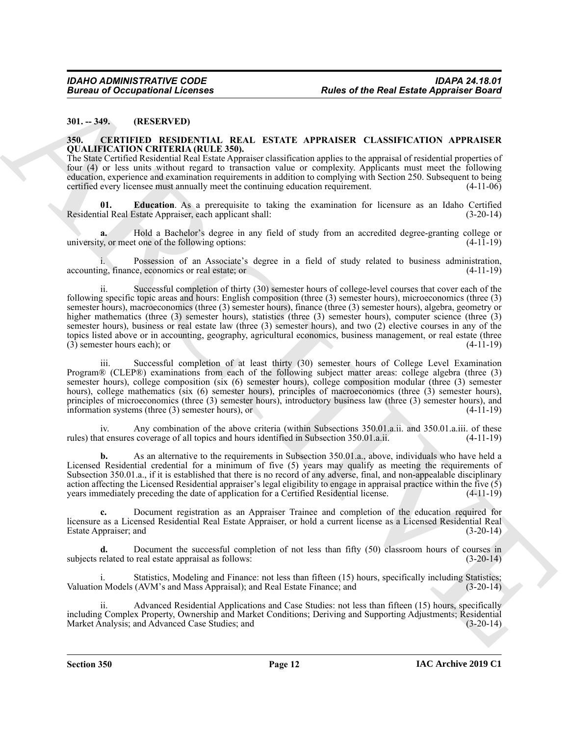**301. -- 349. (RESERVED)**

**350. CERTIFIED RESIDENTIAL REAL ESTATE APPRAISER CLASSIFICATION APPRAISER QUALIFICATION CRITERIA (RULE 350).**

The State Certified Residential Real Estate Appraiser classification applies to the appraisal of residential properties of four (4) or less units without regard to transaction value or complexity. Applicants must meet the following education, experience and examination requirements in addition to complying with Section 250. Subsequent to being certified every licensee must annually meet the continuing education requirement. (4-11-06)

**01. Education**. As a prerequisite to taking the examination for licensure as an Idaho Certified Residential Real Estate Appraiser, each applicant shall: (3-20-14)

**a.** Hold a Bachelor's degree in any field of study from an accredited degree-granting college or university, or meet one of the following options: (4-11-19)

i. Possession of an Associate's degree in a field of study related to business administration, accounting, finance, economics or real estate; or (4-11-19)

ii. Successful completion of thirty (30) semester hours of college-level courses that cover each of the following specific topic areas and hours: English composition (three (3) semester hours), microeconomics (three (3) semester hours), macroeconomics (three (3) semester hours), finance (three (3) semester hours), algebra, geometry or higher mathematics (three (3) semester hours), statistics (three (3) semester hours), computer science (three (3) semester hours), business or real estate law (three (3) semester hours), and two (2) elective courses in any of the topics listed above or in accounting, geography, agricultural economics, business management, or real estate (three (3) semester hours each); or (4-11-19)

iii. Successful completion of at least thirty (30) semester hours of College Level Examination Program® (CLEP®) examinations from each of the following subject matter areas: college algebra (three (3) semester hours), college composition (six (6) semester hours), college composition modular (three (3) semester hours), college mathematics (six (6) semester hours), principles of macroeconomics (three (3) semester hours), principles of microeconomics (three (3) semester hours), introductory business law (three (3) semester hours), and information systems (three (3) semester hours), or (4-11-19)

iv. Any combination of the above criteria (within Subsections 350.01.a.ii. and 350.01.a.iii. of these rules) that ensures coverage of all topics and hours identified in Subsection 350.01.a.ii. (4-11-19)

**b.** As an alternative to the requirements in Subsection 350.01.a., above, individuals who have held a Licensed Residential credential for a minimum of five (5) years may qualify as meeting the requirements of Subsection 350.01.a., if it is established that there is no record of any adverse, final, and non-appealable disciplinary action affecting the Licensed Residential appraiser's legal eligibility to engage in appraisal practice within the five (5) years immediately preceding the date of application for a Certified Residential license. (4-11-19)

**c.** Document registration as an Appraiser Trainee and completion of the education required for licensure as a Licensed Residential Real Estate Appraiser, or hold a current license as a Licensed Residential Real Estate Appraiser; and (3-20-14)

**d.** Document the successful completion of not less than fifty (50) classroom hours of courses in subjects related to real estate appraisal as follows: (3-20-14)

i. Statistics, Modeling and Finance: not less than fifteen (15) hours, specifically including Statistics; Valuation Models (AVM's and Mass Appraisal); and Real Estate Finance; and (3-20-14)

ii. Advanced Residential Applications and Case Studies: not less than fifteen (15) hours, specifically including Complex Property, Ownership and Market Conditions; Deriving and Supporting Adjustments; Residential Market Analysis; and Advanced Case Studies; and (3-20-14)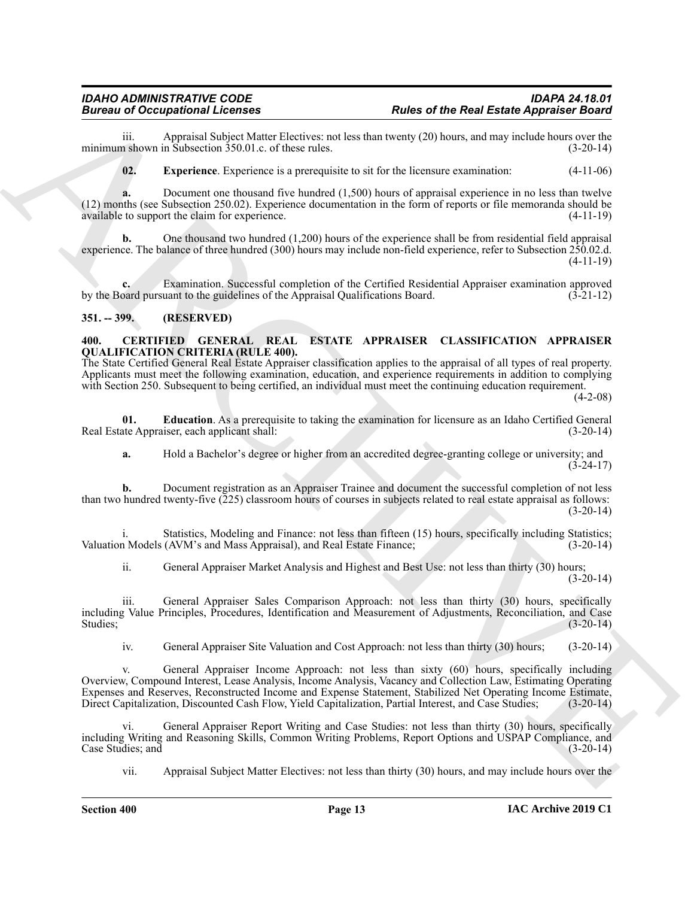iii. Appraisal Subject Matter Electives: not less than twenty (20) hours, and may include hours over the minimum shown in Subsection 350.01.c. of these rules. (3-20-14)

**02. Experience**. Experience is a prerequisite to sit for the licensure examination: (4-11-06)

**a.** Document one thousand five hundred (1,500) hours of appraisal experience in no less than twelve (12) months (see Subsection 250.02). Experience documentation in the form of reports or file memoranda should be available to support the claim for experience. (4-11-19)

**b.** One thousand two hundred (1,200) hours of the experience shall be from residential field appraisal experience. The balance of three hundred (300) hours may include non-field experience, refer to Subsection 250.02.d. (4-11-19)

**c.** Examination. Successful completion of the Certified Residential Appraiser examination approved by the Board pursuant to the guidelines of the Appraisal Qualifications Board. (3-21-12)

## 351. -- 399. (RESERVED)

## 400. CERTIFIED GENERAL REAL ESTATE APPRAISER CLASSIFICATION APPRAISER QUALIFICATION CRITERIA (RULE 400).

The State Certified General Real Estate Appraiser classification applies to the appraisal of all types of real property. Applicants must meet the following examination, education, and experience requirements in addition to complying with Section 250. Subsequent to being certified, an individual must meet the continuing education requirement. (4-2-08)

**01. Education**. As a prerequisite to taking the examination for licensure as an Idaho Certified General Real Estate Appraiser, each applicant shall: (3-20-14)

**a.** Hold a Bachelor's degree or higher from an accredited degree-granting college or university; and (3-24-17)

**b.** Document registration as an Appraiser Trainee and document the successful completion of not less than two hundred twenty-five (225) classroom hours of courses in subjects related to real estate appraisal as follows: (3-20-14)

i. Statistics, Modeling and Finance: not less than fifteen (15) hours, specifically including Statistics; Valuation Models (AVM's and Mass Appraisal), and Real Estate Finance; (3-20-14)

ii. General Appraiser Market Analysis and Highest and Best Use: not less than thirty (30) hours; (3-20-14)

iii. General Appraiser Sales Comparison Approach: not less than thirty (30) hours, specifically including Value Principles, Procedures, Identification and Measurement of Adjustments, Reconciliation, and Case Studies; (3-20-14)

iv. General Appraiser Site Valuation and Cost Approach: not less than thirty (30) hours; (3-20-14)

v. General Appraiser Income Approach: not less than sixty (60) hours, specifically including Overview, Compound Interest, Lease Analysis, Income Analysis, Vacancy and Collection Law, Estimating Operating Expenses and Reserves, Reconstructed Income and Expense Statement, Stabilized Net Operating Income Estimate, Direct Capitalization, Discounted Cash Flow, Yield Capitalization, Partial Interest, and Case Studies; (3-20-14)

vi. General Appraiser Report Writing and Case Studies: not less than thirty (30) hours, specifically including Writing and Reasoning Skills, Common Writing Problems, Report Options and USPAP Compliance, and Case Studies; and (3-20-14)

vii. Appraisal Subject Matter Electives: not less than thirty (30) hours, and may include hours over the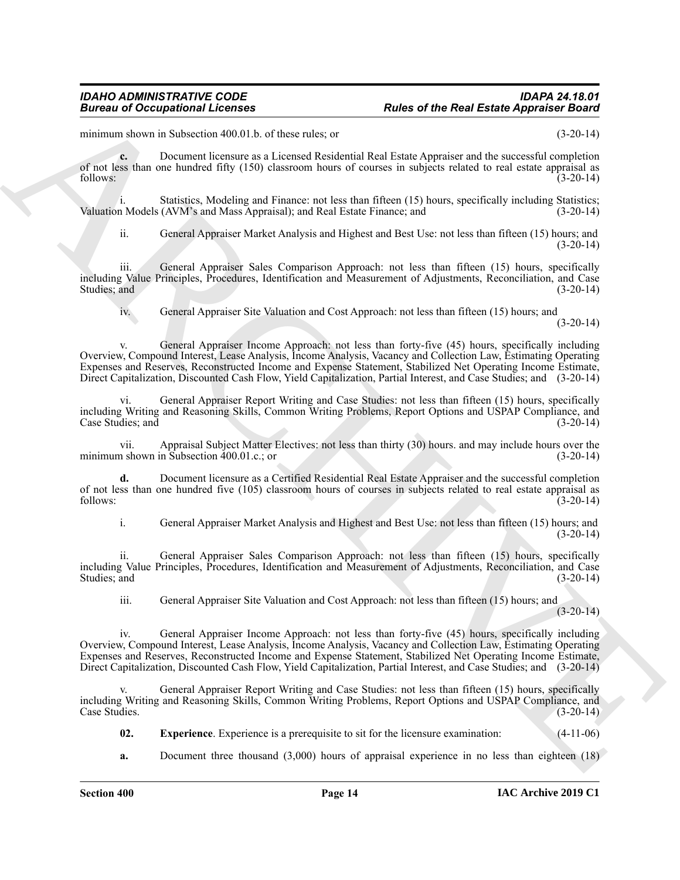minimum shown in Subsection 400.01.b. of these rules; or (3-20-14)

**c.** Document licensure as a Licensed Residential Real Estate Appraiser and the successful completion of not less than one hundred fifty (150) classroom hours of courses in subjects related to real estate appraisal as follows: (3-20-14)

i. Statistics, Modeling and Finance: not less than fifteen (15) hours, specifically including Statistics; Valuation Models (AVM's and Mass Appraisal); and Real Estate Finance; and (3-20-14)

ii. General Appraiser Market Analysis and Highest and Best Use: not less than fifteen (15) hours; and (3-20-14)

iii. General Appraiser Sales Comparison Approach: not less than fifteen (15) hours, specifically including Value Principles, Procedures, Identification and Measurement of Adjustments, Reconciliation, and Case Studies; and (3-20-14)

iv. General Appraiser Site Valuation and Cost Approach: not less than fifteen (15) hours; and (3-20-14)

v. General Appraiser Income Approach: not less than forty-five (45) hours, specifically including Overview, Compound Interest, Lease Analysis, Income Analysis, Vacancy and Collection Law, Estimating Operating Expenses and Reserves, Reconstructed Income and Expense Statement, Stabilized Net Operating Income Estimate, Direct Capitalization, Discounted Cash Flow, Yield Capitalization, Partial Interest, and Case Studies; and (3-20-14)

vi. General Appraiser Report Writing and Case Studies: not less than fifteen (15) hours, specifically including Writing and Reasoning Skills, Common Writing Problems, Report Options and USPAP Compliance, and Case Studies; and (3-20-14)

vii. Appraisal Subject Matter Electives: not less than thirty (30) hours. and may include hours over the minimum shown in Subsection 400.01.c.; or (3-20-14)

**d.** Document licensure as a Certified Residential Real Estate Appraiser and the successful completion of not less than one hundred five (105) classroom hours of courses in subjects related to real estate appraisal as follows: (3-20-14)

i. General Appraiser Market Analysis and Highest and Best Use: not less than fifteen (15) hours; and (3-20-14)

ii. General Appraiser Sales Comparison Approach: not less than fifteen (15) hours, specifically including Value Principles, Procedures, Identification and Measurement of Adjustments, Reconciliation, and Case Studies; and (3-20-14)

iii. General Appraiser Site Valuation and Cost Approach: not less than fifteen (15) hours; and (3-20-14)

iv. General Appraiser Income Approach: not less than forty-five (45) hours, specifically including Overview, Compound Interest, Lease Analysis, Income Analysis, Vacancy and Collection Law, Estimating Operating Expenses and Reserves, Reconstructed Income and Expense Statement, Stabilized Net Operating Income Estimate, Direct Capitalization, Discounted Cash Flow, Yield Capitalization, Partial Interest, and Case Studies; and (3-20-14)

v. General Appraiser Report Writing and Case Studies: not less than fifteen (15) hours, specifically including Writing and Reasoning Skills, Common Writing Problems, Report Options and USPAP Compliance, and Case Studies. (3-20-14)

**02. Experience**. Experience is a prerequisite to sit for the licensure examination: (4-11-06)

**a.** Document three thousand (3,000) hours of appraisal experience in no less than eighteen (18)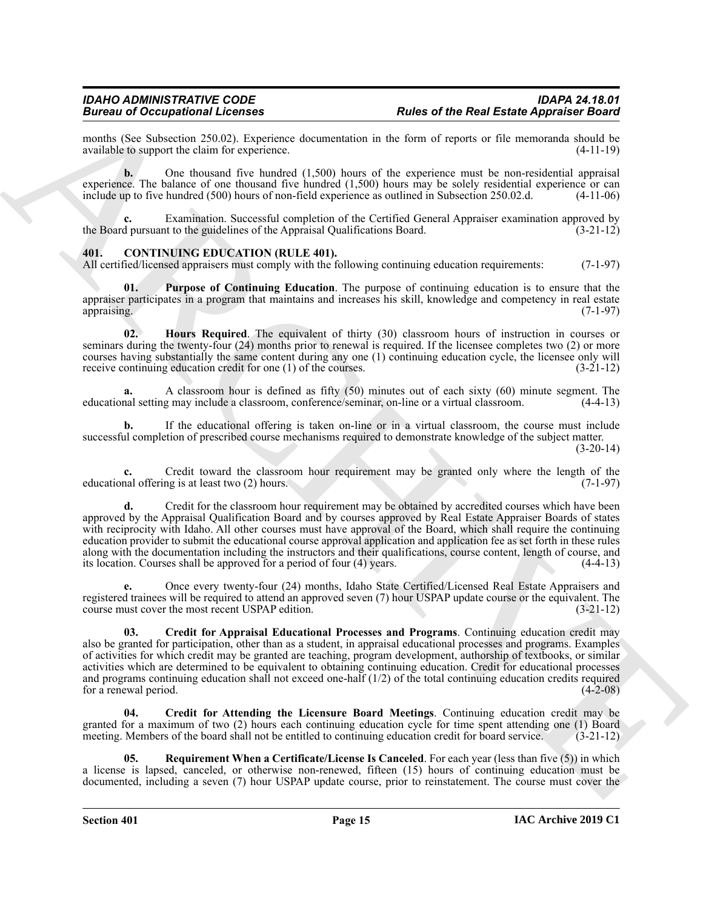months (See Subsection 250.02). Experience documentation in the form of reports or file memoranda should be available to support the claim for experience. (4-11-19)

**b.** One thousand five hundred (1,500) hours of the experience must be non-residential appraisal experience. The balance of one thousand five hundred (1,500) hours may be solely residential experience or can include up to five hundred (500) hours of non-field experience as outlined in Subsection 250.02.d. (4-11-06)

**c.** Examination. Successful completion of the Certified General Appraiser examination approved by the Board pursuant to the guidelines of the Appraisal Qualifications Board. (3-21-12)

## 401. CONTINUING EDUCATION (RULE 401).

All certified/licensed appraisers must comply with the following continuing education requirements: (7-1-97)

**01. Purpose of Continuing Education**. The purpose of continuing education is to ensure that the appraiser participates in a program that maintains and increases his skill, knowledge and competency in real estate appraising. (7-1-97)

**02. Hours Required**. The equivalent of thirty (30) classroom hours of instruction in courses or seminars during the twenty-four (24) months prior to renewal is required. If the licensee completes two (2) or more courses having substantially the same content during any one (1) continuing education cycle, the licensee only will receive continuing education credit for one (1) of the courses. (3-21-12)

**a.** A classroom hour is defined as fifty (50) minutes out of each sixty (60) minute segment. The educational setting may include a classroom, conference/seminar, on-line or a virtual classroom. (4-4-13)

**b.** If the educational offering is taken on-line or in a virtual classroom, the course must include successful completion of prescribed course mechanisms required to demonstrate knowledge of the subject matter. (3-20-14)

**c.** Credit toward the classroom hour requirement may be granted only where the length of the educational offering is at least two (2) hours. (7-1-97)

**d.** Credit for the classroom hour requirement may be obtained by accredited courses which have been approved by the Appraisal Qualification Board and by courses approved by Real Estate Appraiser Boards of states with reciprocity with Idaho. All other courses must have approval of the Board, which shall require the continuing education provider to submit the educational course approval application and application fee as set forth in these rules along with the documentation including the instructors and their qualifications, course content, length of course, and its location. Courses shall be approved for a period of four (4) years. (4-4-13)

**e.** Once every twenty-four (24) months, Idaho State Certified/Licensed Real Estate Appraisers and registered trainees will be required to attend an approved seven (7) hour USPAP update course or the equivalent. The course must cover the most recent USPAP edition. (3-21-12)

**03. Credit for Appraisal Educational Processes and Programs**. Continuing education credit may also be granted for participation, other than as a student, in appraisal educational processes and programs. Examples of activities for which credit may be granted are teaching, program development, authorship of textbooks, or similar activities which are determined to be equivalent to obtaining continuing education. Credit for educational processes and programs continuing education shall not exceed one-half (1/2) of the total continuing education credits required for a renewal period. (4-2-08)

**04. Credit for Attending the Licensure Board Meetings**. Continuing education credit may be granted for a maximum of two (2) hours each continuing education cycle for time spent attending one (1) Board meeting. Members of the board shall not be entitled to continuing education credit for board service. (3-21-12)

**05. Requirement When a Certificate/License Is Canceled**. For each year (less than five (5)) in which a license is lapsed, canceled, or otherwise non-renewed, fifteen (15) hours of continuing education must be documented, including a seven (7) hour USPAP update course, prior to reinstatement. The course must cover the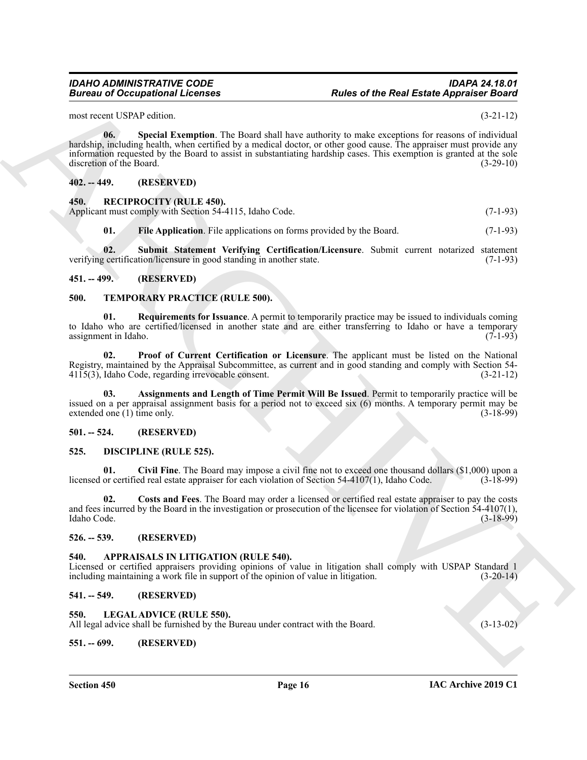most recent USPAP edition. (3-21-12)

**06. Special Exemption**. The Board shall have authority to make exceptions for reasons of individual hardship, including health, when certified by a medical doctor, or other good cause. The appraiser must provide any information requested by the Board to assist in substantiating hardship cases. This exemption is granted at the sole discretion of the Board. (3-29-10)

## 402. -- 449. (RESERVED)

## 450. RECIPROCITY (RULE 450).

Applicant must comply with Section 54-4115, Idaho Code. (7-1-93)

**01. File Application**. File applications on forms provided by the Board. (7-1-93)

**02. Submit Statement Verifying Certification/Licensure**. Submit current notarized statement verifying certification/licensure in good standing in another state. (7-1-93)

## 451. -- 499. (RESERVED)

## 500. TEMPORARY PRACTICE (RULE 500).

**01. Requirements for Issuance**. A permit to temporarily practice may be issued to individuals coming to Idaho who are certified/licensed in another state and are either transferring to Idaho or have a temporary assignment in Idaho. (7-1-93)

**02. Proof of Current Certification or Licensure**. The applicant must be listed on the National Registry, maintained by the Appraisal Subcommittee, as current and in good standing and comply with Section 54-4115(3), Idaho Code, regarding irrevocable consent. (3-21-12)

**03. Assignments and Length of Time Permit Will Be Issued**. Permit to temporarily practice will be issued on a per appraisal assignment basis for a period not to exceed six (6) months. A temporary permit may be extended one (1) time only. (3-18-99)

## 501. -- 524. (RESERVED)

## 525. DISCIPLINE (RULE 525).

**01. Civil Fine**. The Board may impose a civil fine not to exceed one thousand dollars ($1,000) upon a licensed or certified real estate appraiser for each violation of Section 54-4107(1), Idaho Code. (3-18-99)

**02. Costs and Fees**. The Board may order a licensed or certified real estate appraiser to pay the costs and fees incurred by the Board in the investigation or prosecution of the licensee for violation of Section 54-4107(1), Idaho Code. (3-18-99)

## 526. -- 539. (RESERVED)

## 540. APPRAISALS IN LITIGATION (RULE 540).

Licensed or certified appraisers providing opinions of value in litigation shall comply with USPAP Standard 1 including maintaining a work file in support of the opinion of value in litigation. (3-20-14)

## 541. -- 549. (RESERVED)

## 550. LEGAL ADVICE (RULE 550).

All legal advice shall be furnished by the Bureau under contract with the Board. (3-13-02)

## 551. -- 699. (RESERVED)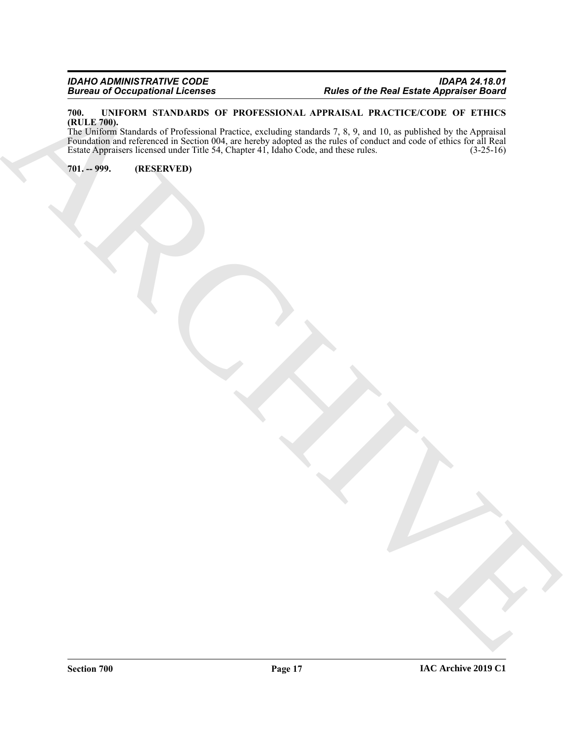**700. UNIFORM STANDARDS OF PROFESSIONAL APPRAISAL PRACTICE/CODE OF ETHICS (RULE 700).**

The Uniform Standards of Professional Practice, excluding standards 7, 8, 9, and 10, as published by the Appraisal Foundation and referenced in Section 004, are hereby adopted as the rules of conduct and code of ethics for all Real Estate Appraisers licensed under Title 54, Chapter 41, Idaho Code, and these rules. (3-25-16)

**701. -- 999. (RESERVED)**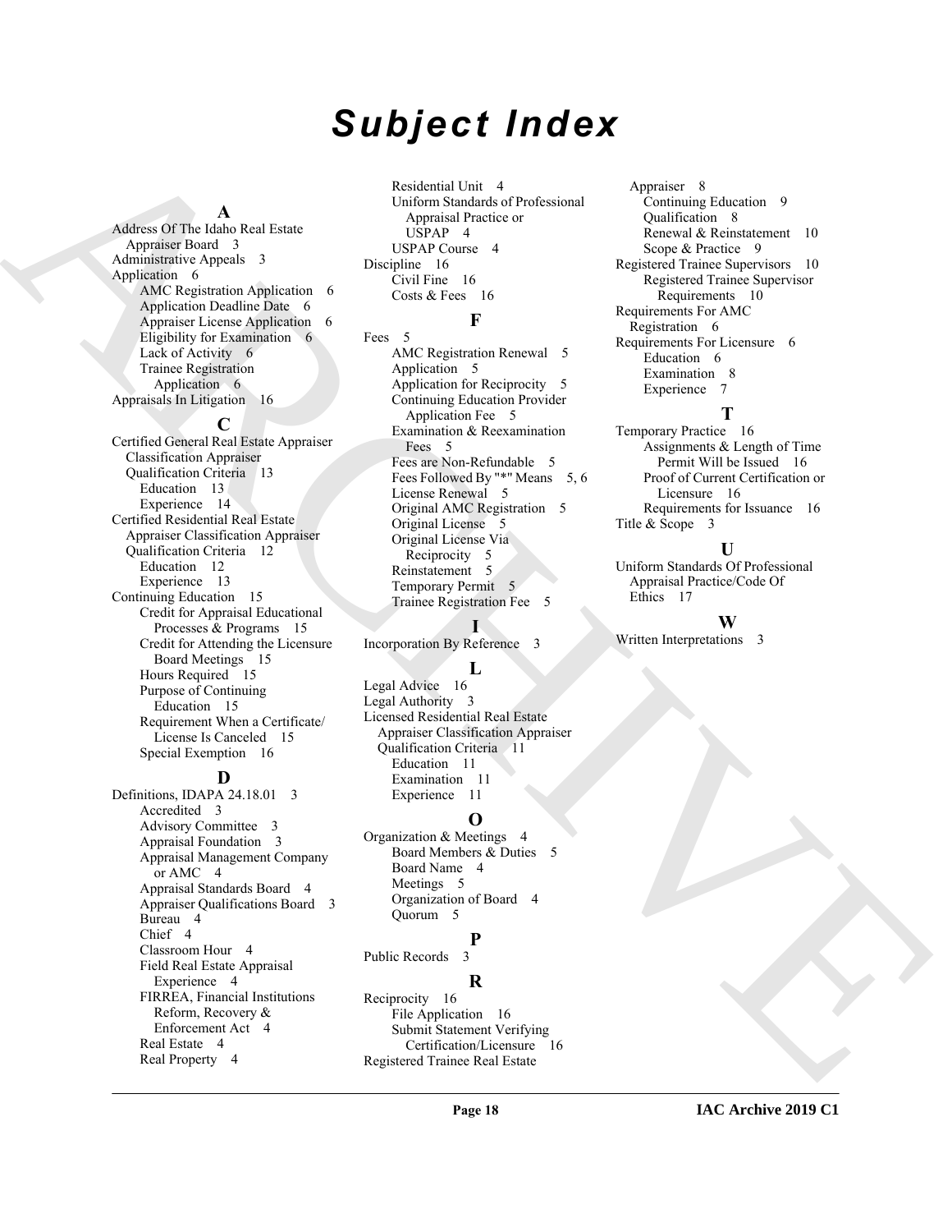# Subject Index

**A**

Address Of The Idaho Real Estate Appraiser Board 3
Administrative Appeals 3
Application 6
- AMC Registration Application 6
- Application Deadline Date 6
- Appraiser License Application 6
- Eligibility for Examination 6
- Lack of Activity 6
- Trainee Registration Application 6

Appraisals In Litigation 16

**C**

Certified General Real Estate Appraiser Classification Appraiser Qualification Criteria 13
- Education 13
- Experience 14

Certified Residential Real Estate Appraiser Classification Appraiser Qualification Criteria 12
- Education 12
- Experience 13

Continuing Education 15
- Credit for Appraisal Educational Processes & Programs 15
- Credit for Attending the Licensure Board Meetings 15
- Hours Required 15
- Purpose of Continuing Education 15
- Requirement When a Certificate/ License Is Canceled 15
- Special Exemption 16

**D**

Definitions, IDAPA 24.18.01 3
- Accredited 3
- Advisory Committee 3
- Appraisal Foundation 3
- Appraisal Management Company or AMC 4
- Appraisal Standards Board 4
- Appraiser Qualifications Board 3
- Bureau 4
- Chief 4
- Classroom Hour 4
- Field Real Estate Appraisal Experience 4
- FIRREA, Financial Institutions Reform, Recovery & Enforcement Act 4
- Real Estate 4
- Real Property 4
- Residential Unit 4
- Uniform Standards of Professional Appraisal Practice or USPAP 4
- USPAP Course 4

Discipline 16
- Civil Fine 16
- Costs & Fees 16

**F**

Fees 5
- AMC Registration Renewal 5
- Application 5
- Application for Reciprocity 5
- Continuing Education Provider Application Fee 5
- Examination & Reexamination Fees 5
- Fees are Non-Refundable 5
- Fees Followed By "*" Means 5, 6
- License Renewal 5
- Original AMC Registration 5
- Original License 5
- Original License Via Reciprocity 5
- Reinstatement 5
- Temporary Permit 5
- Trainee Registration Fee 5

**I**

Incorporation By Reference 3

**L**

Legal Advice 16
Legal Authority 3
Licensed Residential Real Estate Appraiser Classification Appraiser Qualification Criteria 11
- Education 11
- Examination 11
- Experience 11

**O**

Organization & Meetings 4
- Board Members & Duties 5
- Board Name 4
- Meetings 5
- Organization of Board 4
- Quorum 5

**P**

Public Records 3

**R**

Reciprocity 16
- File Application 16
- Submit Statement Verifying Certification/Licensure 16

Registered Trainee Real Estate Appraiser 8
- Continuing Education 9
- Qualification 8
- Renewal & Reinstatement 10
- Scope & Practice 9

Registered Trainee Supervisors 10
- Registered Trainee Supervisor Requirements 10

Requirements For AMC Registration 6
Requirements For Licensure 6
- Education 6
- Examination 8
- Experience 7

**T**

Temporary Practice 16
- Assignments & Length of Time Permit Will be Issued 16
- Proof of Current Certification or Licensure 16
- Requirements for Issuance 16

Title & Scope 3

**U**

Uniform Standards Of Professional Appraisal Practice/Code Of Ethics 17

**W**

Written Interpretations 3